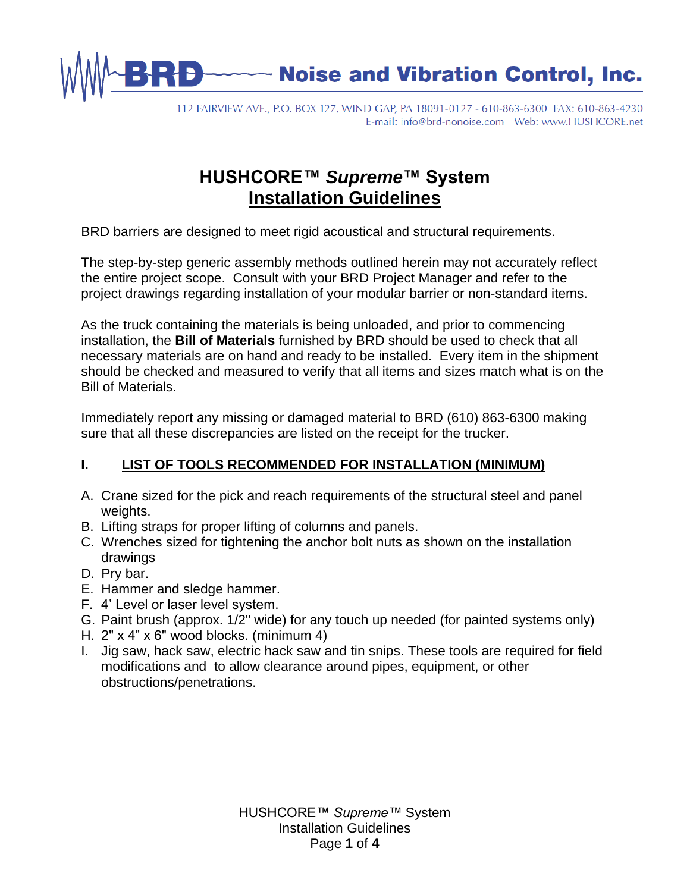**BRD Noise and Vibration Control, Inc.**

112 FAIRVIEW AVE., P.O. BOX 127, WIND GAP, PA 18091-0127 - 610-863-6300 FAX: 610-863-4230
E-mail: info@brd-nonoise.com Web: www.HUSHCORE.net

# HUSHCORE™ *Supreme*™ System
# Installation Guidelines

BRD barriers are designed to meet rigid acoustical and structural requirements.

The step-by-step generic assembly methods outlined herein may not accurately reflect the entire project scope. Consult with your BRD Project Manager and refer to the project drawings regarding installation of your modular barrier or non-standard items.

As the truck containing the materials is being unloaded, and prior to commencing installation, the **Bill of Materials** furnished by BRD should be used to check that all necessary materials are on hand and ready to be installed. Every item in the shipment should be checked and measured to verify that all items and sizes match what is on the Bill of Materials.

Immediately report any missing or damaged material to BRD (610) 863-6300 making sure that all these discrepancies are listed on the receipt for the trucker.

## I. LIST OF TOOLS RECOMMENDED FOR INSTALLATION (MINIMUM)

A. Crane sized for the pick and reach requirements of the structural steel and panel weights.
B. Lifting straps for proper lifting of columns and panels.
C. Wrenches sized for tightening the anchor bolt nuts as shown on the installation drawings
D. Pry bar.
E. Hammer and sledge hammer.
F. 4' Level or laser level system.
G. Paint brush (approx. 1/2" wide) for any touch up needed (for painted systems only)
H. 2" x 4" x 6" wood blocks. (minimum 4)
I. Jig saw, hack saw, electric hack saw and tin snips. These tools are required for field modifications and to allow clearance around pipes, equipment, or other obstructions/penetrations.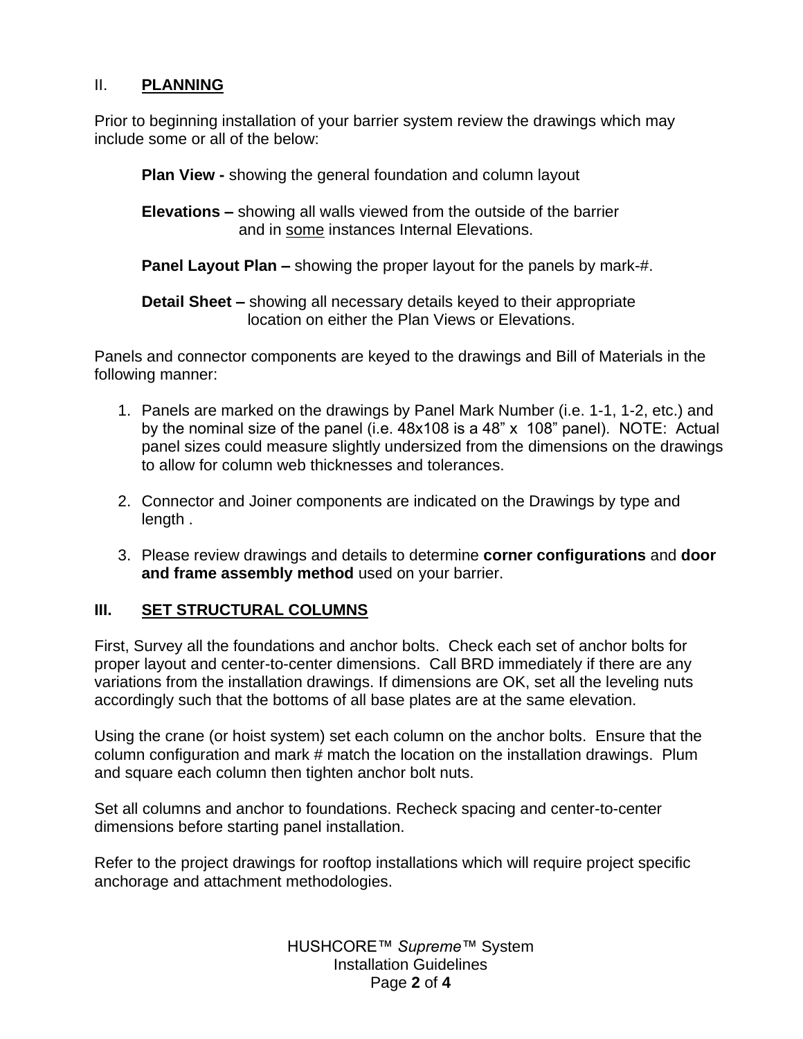## II. PLANNING

Prior to beginning installation of your barrier system review the drawings which may include some or all of the below:

**Plan View -** showing the general foundation and column layout

**Elevations –** showing all walls viewed from the outside of the barrier and in <u>some</u> instances Internal Elevations.

**Panel Layout Plan –** showing the proper layout for the panels by mark-#.

**Detail Sheet –** showing all necessary details keyed to their appropriate location on either the Plan Views or Elevations.

Panels and connector components are keyed to the drawings and Bill of Materials in the following manner:

1. Panels are marked on the drawings by Panel Mark Number (i.e. 1-1, 1-2, etc.) and by the nominal size of the panel (i.e. 48x108 is a 48" x 108" panel). NOTE: Actual panel sizes could measure slightly undersized from the dimensions on the drawings to allow for column web thicknesses and tolerances.

2. Connector and Joiner components are indicated on the Drawings by type and length .

3. Please review drawings and details to determine **corner configurations** and **door and frame assembly method** used on your barrier.

## III. SET STRUCTURAL COLUMNS

First, Survey all the foundations and anchor bolts. Check each set of anchor bolts for proper layout and center-to-center dimensions. Call BRD immediately if there are any variations from the installation drawings. If dimensions are OK, set all the leveling nuts accordingly such that the bottoms of all base plates are at the same elevation.

Using the crane (or hoist system) set each column on the anchor bolts. Ensure that the column configuration and mark # match the location on the installation drawings. Plum and square each column then tighten anchor bolt nuts.

Set all columns and anchor to foundations. Recheck spacing and center-to-center dimensions before starting panel installation.

Refer to the project drawings for rooftop installations which will require project specific anchorage and attachment methodologies.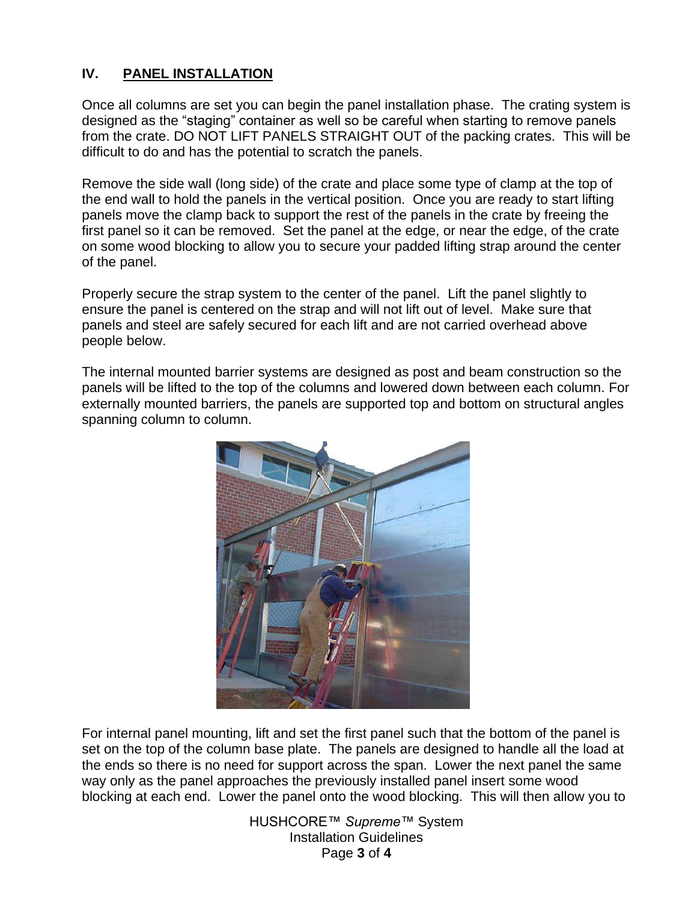## IV. PANEL INSTALLATION

Once all columns are set you can begin the panel installation phase. The crating system is designed as the "staging" container as well so be careful when starting to remove panels from the crate. DO NOT LIFT PANELS STRAIGHT OUT of the packing crates. This will be difficult to do and has the potential to scratch the panels.

Remove the side wall (long side) of the crate and place some type of clamp at the top of the end wall to hold the panels in the vertical position. Once you are ready to start lifting panels move the clamp back to support the rest of the panels in the crate by freeing the first panel so it can be removed. Set the panel at the edge, or near the edge, of the crate on some wood blocking to allow you to secure your padded lifting strap around the center of the panel.

Properly secure the strap system to the center of the panel. Lift the panel slightly to ensure the panel is centered on the strap and will not lift out of level. Make sure that panels and steel are safely secured for each lift and are not carried overhead above people below.

The internal mounted barrier systems are designed as post and beam construction so the panels will be lifted to the top of the columns and lowered down between each column. For externally mounted barriers, the panels are supported top and bottom on structural angles spanning column to column.

For internal panel mounting, lift and set the first panel such that the bottom of the panel is set on the top of the column base plate. The panels are designed to handle all the load at the ends so there is no need for support across the span. Lower the next panel the same way only as the panel approaches the previously installed panel insert some wood blocking at each end. Lower the panel onto the wood blocking. This will then allow you to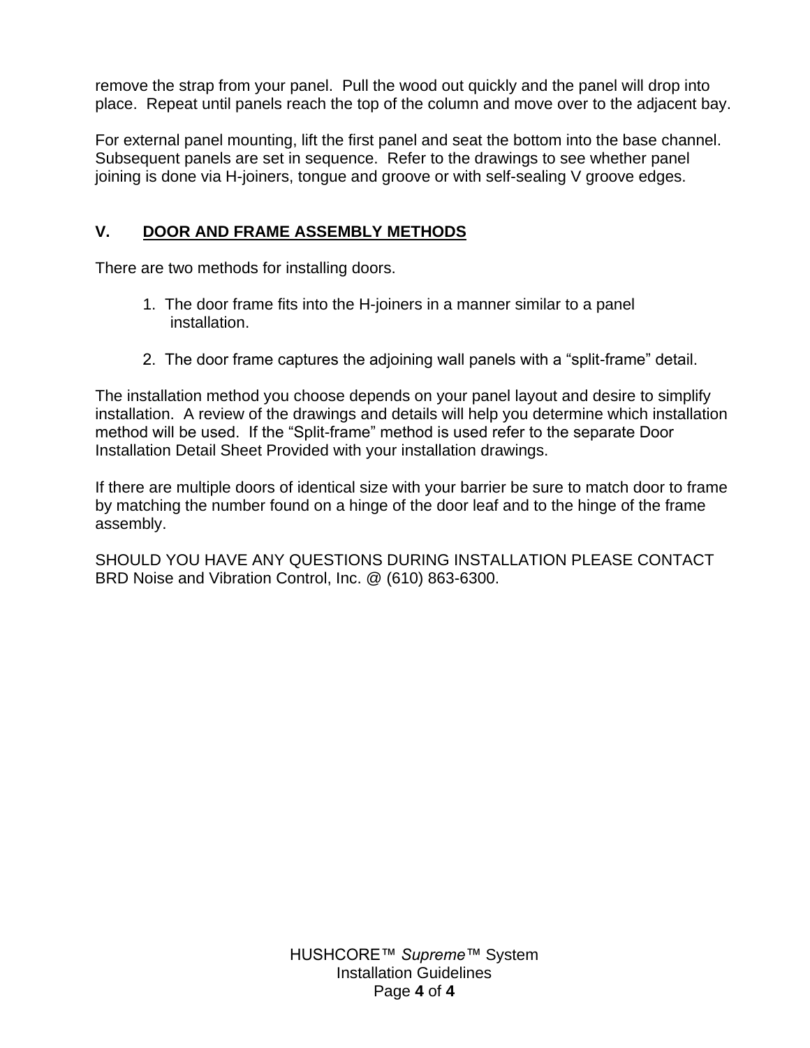remove the strap from your panel. Pull the wood out quickly and the panel will drop into place. Repeat until panels reach the top of the column and move over to the adjacent bay.

For external panel mounting, lift the first panel and seat the bottom into the base channel. Subsequent panels are set in sequence. Refer to the drawings to see whether panel joining is done via H-joiners, tongue and groove or with self-sealing V groove edges.

## V. DOOR AND FRAME ASSEMBLY METHODS

There are two methods for installing doors.

1. The door frame fits into the H-joiners in a manner similar to a panel installation.

2. The door frame captures the adjoining wall panels with a "split-frame" detail.

The installation method you choose depends on your panel layout and desire to simplify installation. A review of the drawings and details will help you determine which installation method will be used. If the "Split-frame" method is used refer to the separate Door Installation Detail Sheet Provided with your installation drawings.

If there are multiple doors of identical size with your barrier be sure to match door to frame by matching the number found on a hinge of the door leaf and to the hinge of the frame assembly.

SHOULD YOU HAVE ANY QUESTIONS DURING INSTALLATION PLEASE CONTACT BRD Noise and Vibration Control, Inc. @ (610) 863-6300.